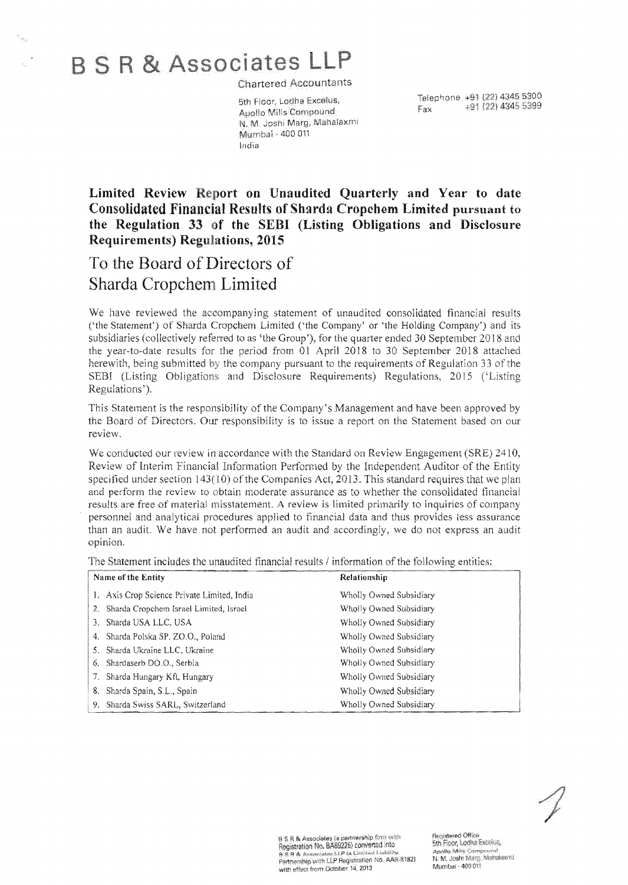# B S R & Associates LLP

Chartered Accountants

5th Floor, Lodha Excelus,
Apollo Mills Compound
N. M. Joshi Marg, Mahalaxmi
Mumbai - 400 011
India

Telephone +91 (22) 4345 5300
Fax +91 (22) 4345 5399

**Limited Review Report on Unaudited Quarterly and Year to date Consolidated Financial Results of Sharda Cropchem Limited pursuant to the Regulation 33 of the SEBI (Listing Obligations and Disclosure Requirements) Regulations, 2015**

## To the Board of Directors of Sharda Cropchem Limited

We have reviewed the accompanying statement of unaudited consolidated financial results ('the Statement') of Sharda Cropchem Limited ('the Company' or 'the Holding Company') and its subsidiaries (collectively referred to as 'the Group'), for the quarter ended 30 September 2018 and the year-to-date results for the period from 01 April 2018 to 30 September 2018 attached herewith, being submitted by the company pursuant to the requirements of Regulation 33 of the SEBI (Listing Obligations and Disclosure Requirements) Regulations, 2015 ('Listing Regulations').

This Statement is the responsibility of the Company's Management and have been approved by the Board of Directors. Our responsibility is to issue a report on the Statement based on our review.

We conducted our review in accordance with the Standard on Review Engagement (SRE) 2410, Review of Interim Financial Information Performed by the Independent Auditor of the Entity specified under section 143(10) of the Companies Act, 2013. This standard requires that we plan and perform the review to obtain moderate assurance as to whether the consolidated financial results are free of material misstatement. A review is limited primarily to inquiries of company personnel and analytical procedures applied to financial data and thus provides less assurance than an audit. We have not performed an audit and accordingly, we do not express an audit opinion.

The Statement includes the unaudited financial results / information of the following entities:

| Name of the Entity | Relationship |
|---|---|
| 1. Axis Crop Science Private Limited, India | Wholly Owned Subsidiary |
| 2. Sharda Cropchem Israel Limited, Israel | Wholly Owned Subsidiary |
| 3. Sharda USA LLC, USA | Wholly Owned Subsidiary |
| 4. Sharda Polska SP. ZO.O., Poland | Wholly Owned Subsidiary |
| 5. Sharda Ukraine LLC, Ukraine | Wholly Owned Subsidiary |
| 6. Shardaserb DO.O., Serbia | Wholly Owned Subsidiary |
| 7. Sharda Hungary Kft, Hungary | Wholly Owned Subsidiary |
| 8. Sharda Spain, S.L., Spain | Wholly Owned Subsidiary |
| 9. Sharda Swiss SARL, Switzerland | Wholly Owned Subsidiary |

B S R & Associates (a partnership firm with Registration No. BA69226) converted into B S R & Associates LLP (a Limited Liability Partnership with LLP Registration No. AAB-8182) with effect from October 14, 2013

Registered Office:
5th Floor, Lodha Excelus,
Apollo Mills Compound
N. M. Joshi Marg, Mahalaxmi
Mumbai - 400 011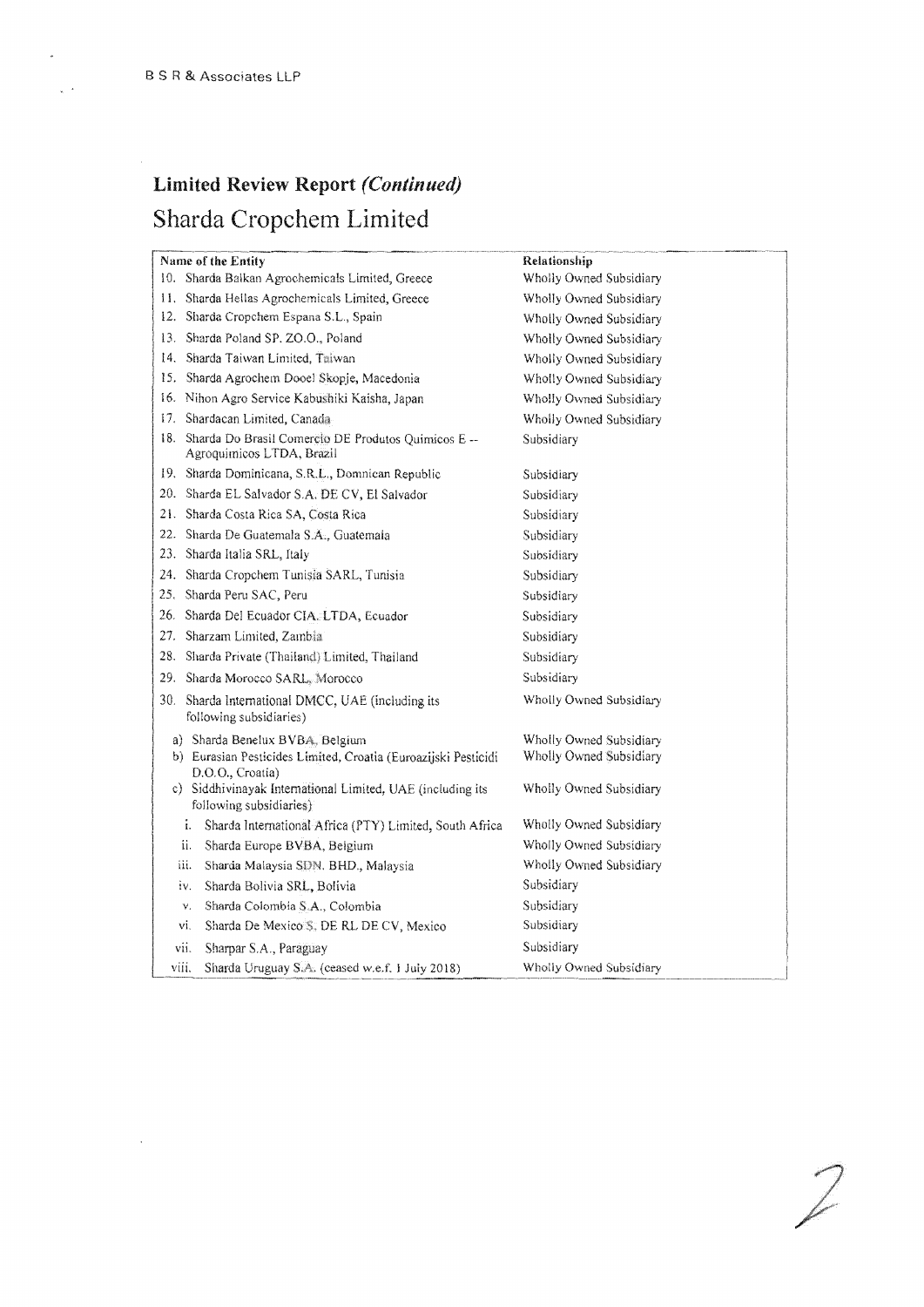## Limited Review Report *(Continued)*

# Sharda Cropchem Limited

| Name of the Entity | Relationship |
|---|---|
| 10. Sharda Balkan Agrochemicals Limited, Greece | Wholly Owned Subsidiary |
| 11. Sharda Hellas Agrochemicals Limited, Greece | Wholly Owned Subsidiary |
| 12. Sharda Cropchem Espana S.L., Spain | Wholly Owned Subsidiary |
| 13. Sharda Poland SP. ZO.O., Poland | Wholly Owned Subsidiary |
| 14. Sharda Taiwan Limited, Taiwan | Wholly Owned Subsidiary |
| 15. Sharda Agrochem Dooel Skopje, Macedonia | Wholly Owned Subsidiary |
| 16. Nihon Agro Service Kabushiki Kaisha, Japan | Wholly Owned Subsidiary |
| 17. Shardacan Limited, Canada | Wholly Owned Subsidiary |
| 18. Sharda Do Brasil Comercio DE Produtos Quimicos E -- Agroquimicos LTDA, Brazil | Subsidiary |
| 19. Sharda Dominicana, S.R.L., Domnican Republic | Subsidiary |
| 20. Sharda EL Salvador S.A. DE CV, El Salvador | Subsidiary |
| 21. Sharda Costa Rica SA, Costa Rica | Subsidiary |
| 22. Sharda De Guatemala S.A., Guatemala | Subsidiary |
| 23. Sharda Italia SRL, Italy | Subsidiary |
| 24. Sharda Cropchem Tunisia SARL, Tunisia | Subsidiary |
| 25. Sharda Peru SAC, Peru | Subsidiary |
| 26. Sharda Del Ecuador CIA. LTDA, Ecuador | Subsidiary |
| 27. Sharzam Limited, Zambia | Subsidiary |
| 28. Sharda Private (Thailand) Limited, Thailand | Subsidiary |
| 29. Sharda Morocco SARL, Morocco | Subsidiary |
| 30. Sharda International DMCC, UAE (including its following subsidiaries) | Wholly Owned Subsidiary |
| a) Sharda Benelux BVBA, Belgium | Wholly Owned Subsidiary |
| b) Eurasian Pesticides Limited, Croatia (Euroazijski Pesticidi D.O.O., Croatia) | Wholly Owned Subsidiary |
| c) Siddhivinayak International Limited, UAE (including its following subsidiaries) | Wholly Owned Subsidiary |
| i. Sharda International Africa (PTY) Limited, South Africa | Wholly Owned Subsidiary |
| ii. Sharda Europe BVBA, Belgium | Wholly Owned Subsidiary |
| iii. Sharda Malaysia SDN. BHD., Malaysia | Wholly Owned Subsidiary |
| iv. Sharda Bolivia SRL, Bolivia | Subsidiary |
| v. Sharda Colombia S.A., Colombia | Subsidiary |
| vi. Sharda De Mexico S. DE RL DE CV, Mexico | Subsidiary |
| vii. Sharpar S.A., Paraguay | Subsidiary |
| viii. Sharda Uruguay S.A. (ceased w.e.f. 1 July 2018) | Wholly Owned Subsidiary |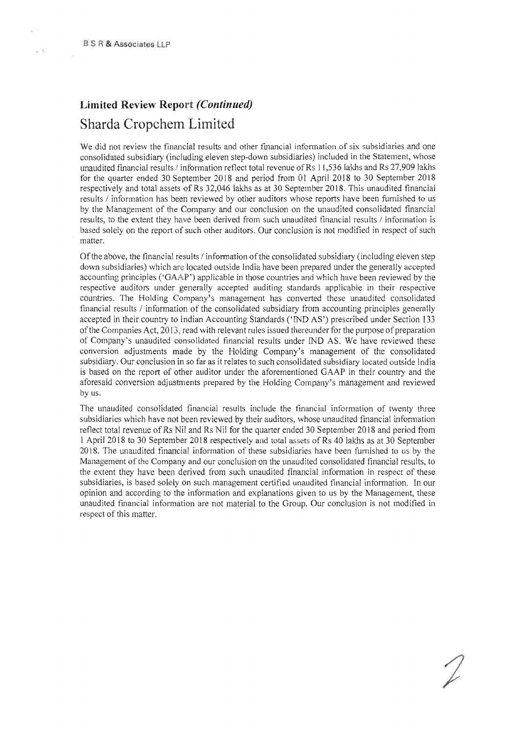## Limited Review Report *(Continued)*

# Sharda Cropchem Limited

We did not review the financial results and other financial information of six subsidiaries and one consolidated subsidiary (including eleven step-down subsidiaries) included in the Statement, whose unaudited financial results / information reflect total revenue of Rs 11,536 lakhs and Rs 27,909 lakhs for the quarter ended 30 September 2018 and period from 01 April 2018 to 30 September 2018 respectively and total assets of Rs 32,046 lakhs as at 30 September 2018. This unaudited financial results / information has been reviewed by other auditors whose reports have been furnished to us by the Management of the Company and our conclusion on the unaudited consolidated financial results, to the extent they have been derived from such unaudited financial results / information is based solely on the report of such other auditors. Our conclusion is not modified in respect of such matter.

Of the above, the financial results / information of the consolidated subsidiary (including eleven step down subsidiaries) which are located outside India have been prepared under the generally accepted accounting principles ('GAAP') applicable in those countries and which have been reviewed by the respective auditors under generally accepted auditing standards applicable in their respective countries. The Holding Company's management has converted these unaudited consolidated financial results / information of the consolidated subsidiary from accounting principles generally accepted in their country to Indian Accounting Standards ('IND AS') prescribed under Section 133 of the Companies Act, 2013, read with relevant rules issued thereunder for the purpose of preparation of Company's unaudited consolidated financial results under IND AS. We have reviewed these conversion adjustments made by the Holding Company's management of the consolidated subsidiary. Our conclusion in so far as it relates to such consolidated subsidiary located outside India is based on the report of other auditor under the aforementioned GAAP in their country and the aforesaid conversion adjustments prepared by the Holding Company's management and reviewed by us.

The unaudited consolidated financial results include the financial information of twenty three subsidiaries which have not been reviewed by their auditors, whose unaudited financial information reflect total revenue of Rs Nil and Rs Nil for the quarter ended 30 September 2018 and period from 1 April 2018 to 30 September 2018 respectively and total assets of Rs 40 lakhs as at 30 September 2018. The unaudited financial information of these subsidiaries have been furnished to us by the Management of the Company and our conclusion on the unaudited consolidated financial results, to the extent they have been derived from such unaudited financial information in respect of these subsidiaries, is based solely on such management certified unaudited financial information. In our opinion and according to the information and explanations given to us by the Management, these unaudited financial information are not material to the Group. Our conclusion is not modified in respect of this matter.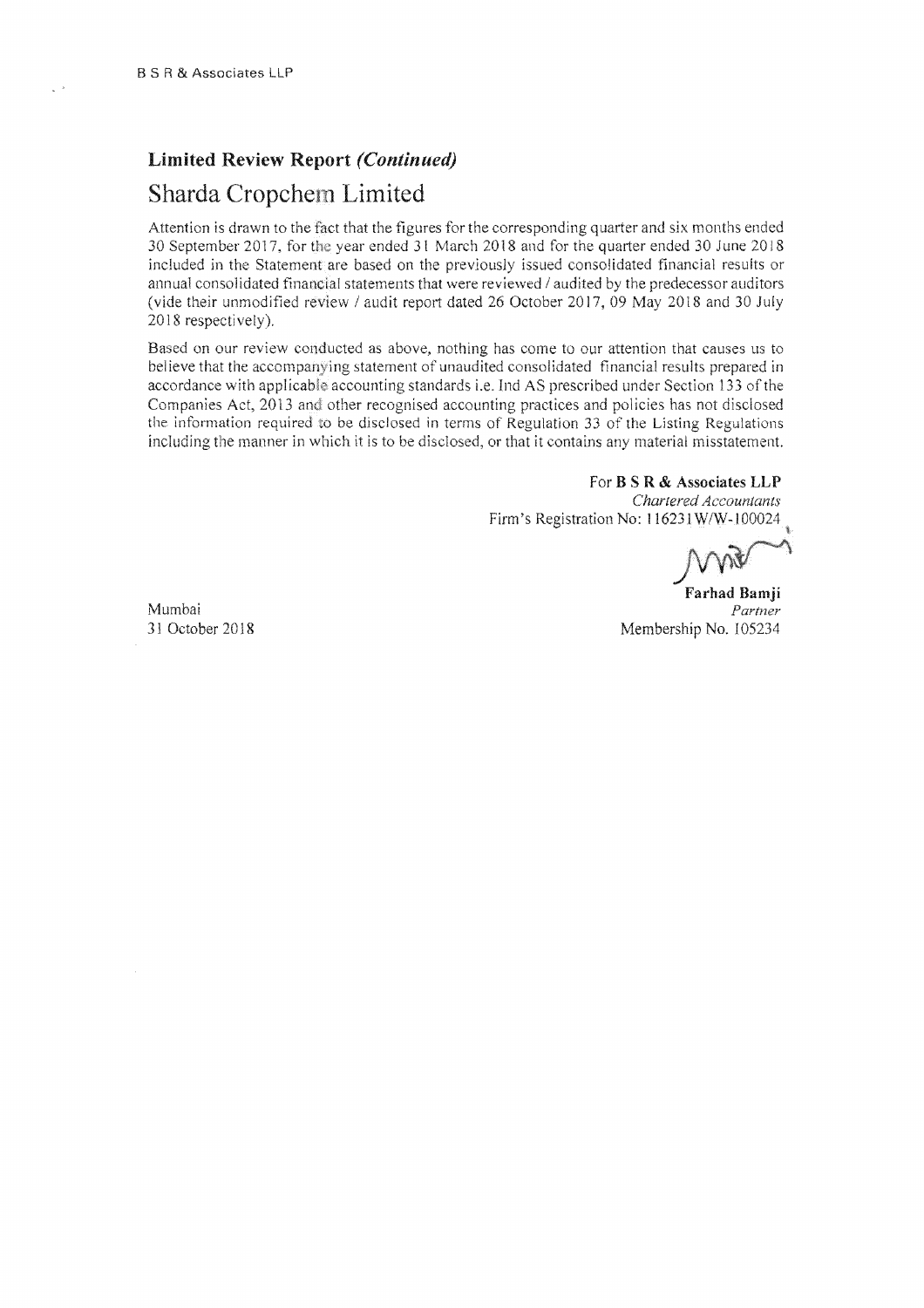## Limited Review Report *(Continued)*

# Sharda Cropchem Limited

Attention is drawn to the fact that the figures for the corresponding quarter and six months ended 30 September 2017, for the year ended 31 March 2018 and for the quarter ended 30 June 2018 included in the Statement are based on the previously issued consolidated financial results or annual consolidated financial statements that were reviewed / audited by the predecessor auditors (vide their unmodified review / audit report dated 26 October 2017, 09 May 2018 and 30 July 2018 respectively).

Based on our review conducted as above, nothing has come to our attention that causes us to believe that the accompanying statement of unaudited consolidated financial results prepared in accordance with applicable accounting standards i.e. Ind AS prescribed under Section 133 of the Companies Act, 2013 and other recognised accounting practices and policies has not disclosed the information required to be disclosed in terms of Regulation 33 of the Listing Regulations including the manner in which it is to be disclosed, or that it contains any material misstatement.

For **B S R & Associates LLP**
*Chartered Accountants*
Firm's Registration No: 116231W/W-100024

**Farhad Bamji**
*Partner*
Membership No. 105234

Mumbai
31 October 2018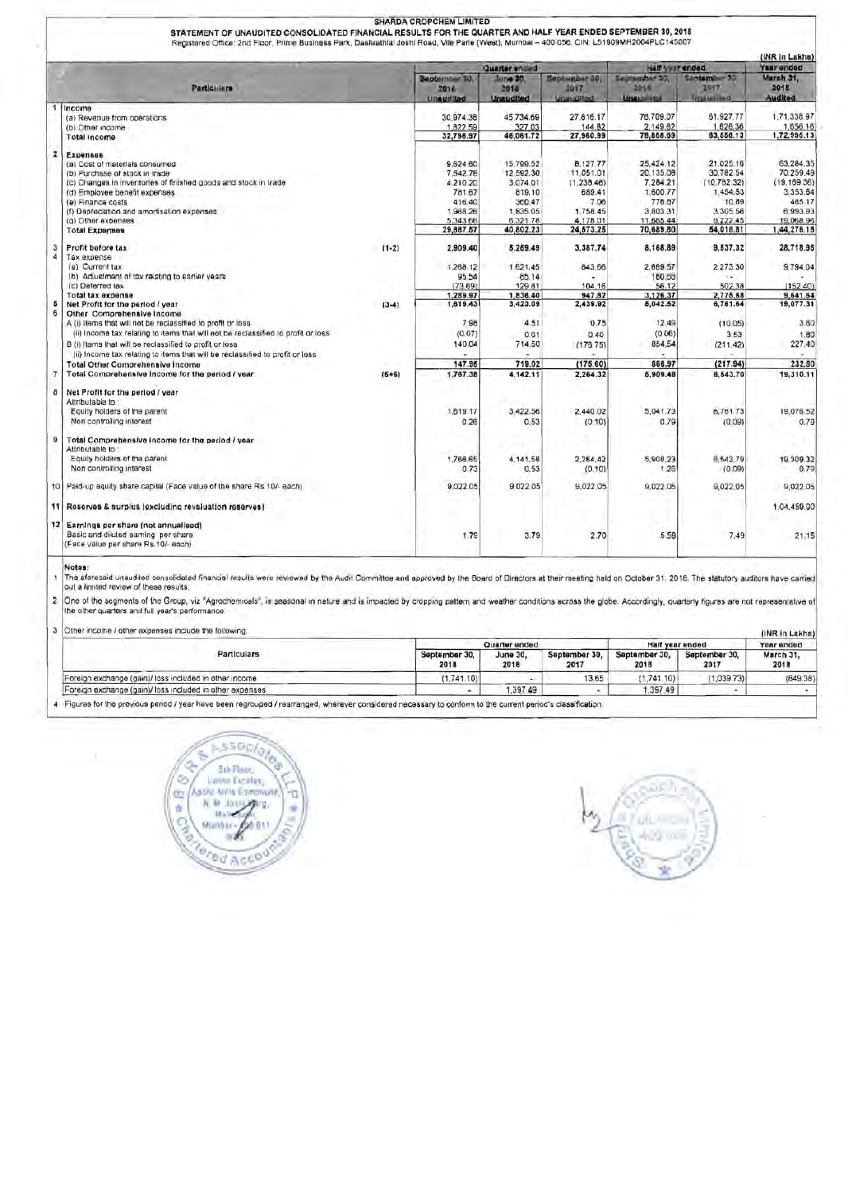# SHARDA CROPCHEM LIMITED

## STATEMENT OF UNAUDITED CONSOLIDATED FINANCIAL RESULTS FOR THE QUARTER AND HALF YEAR ENDED SEPTEMBER 30, 2018

Registered Office: 2nd Floor, Prime Business Park, Dashrathlal Joshi Road, Vile Parle (West), Mumbai – 400 056. CIN: L51909MH2004PLC145007

(INR in Lakhs)

| | Particulars | | Quarter ended | | | Half year ended | | Year ended |
|---|---|---|---|---|---|---|---|---|
| | | | September 30, 2018 Unaudited | June 30, 2018 Unaudited | September 30, 2017 Unaudited | September 30, 2018 Unaudited | September 30, 2017 Unaudited | March 31, 2018 Audited |
| 1 | **Income** | | | | | | | |
| | (a) Revenue from operations | | 30,974.38 | 45,734.69 | 27,816.17 | 76,709.07 | 61,927.77 | 1,71,338.97 |
| | (b) Other income | | 1,822.59 | 327.03 | 144.82 | 2,149.62 | 1,628.36 | 1,656.16 |
| | **Total income** | | **32,796.97** | **46,061.72** | **27,960.99** | **78,858.69** | **63,556.13** | **1,72,995.13** |
| 2 | **Expenses** | | | | | | | |
| | (a) Cost of materials consumed | | 9,624.60 | 15,799.52 | 8,127.77 | 25,424.12 | 21,025.16 | 63,284.35 |
| | (b) Purchase of stock in trade | | 7,542.78 | 12,592.30 | 11,051.01 | 20,135.08 | 30,782.54 | 70,259.49 |
| | (c) Changes in inventories of finished goods and stock in trade | | 4,210.20 | 3,074.01 | (1,238.46) | 7,284.21 | (10,782.32) | (18,159.36) |
| | (d) Employee benefit expenses | | 781.67 | 819.10 | 689.41 | 1,600.77 | 1,454.53 | 3,353.64 |
| | (e) Finance costs | | 416.40 | 360.47 | 7.06 | 776.87 | 10.89 | 465.17 |
| | (f) Depreciation and amortisation expenses | | 1,968.26 | 1,835.05 | 1,758.45 | 3,803.31 | 3,305.56 | 6,993.93 |
| | (g) Other expenses | | 5,343.66 | 6,321.78 | 4,178.01 | 11,665.44 | 8,222.45 | 19,068.96 |
| | **Total Expenses** | | **29,887.57** | **40,802.23** | **24,573.25** | **70,689.80** | **54,018.81** | **1,44,276.18** |
| 3 | **Profit before tax** | (1-2) | **2,909.40** | **5,259.49** | **3,387.74** | **8,168.89** | **9,537.32** | **28,718.95** |
| 4 | Tax expense | | | | | | | |
| | (a) Current tax | | 1,268.12 | 1,621.45 | 843.66 | 2,889.57 | 2,273.30 | 9,794.04 |
| | (b) Adjustment of tax relating to earlier years | | 95.54 | 85.14 | - | 180.68 | - | - |
| | (c) Deferred tax | | (73.69) | 129.81 | 104.16 | 56.12 | 502.38 | (152.40) |
| | Total tax expense | | 1,289.97 | 1,836.40 | 947.82 | 3,126.37 | 2,775.68 | 9,641.64 |
| 5 | **Net Profit for the period / year** | (3-4) | **1,619.43** | **3,423.09** | **2,439.92** | **5,042.52** | **6,761.64** | **19,077.31** |
| 6 | **Other Comprehensive Income** | | | | | | | |
| | A (i) Items that will not be reclassified to profit or loss | | 7.98 | 4.51 | 0.75 | 12.49 | (10.05) | 3.60 |
| | (ii) Income tax relating to items that will not be reclassified to profit or loss | | (0.07) | 0.01 | 0.40 | (0.06) | 3.53 | 1.80 |
| | B (i) Items that will be reclassified to profit or loss | | 140.04 | 714.50 | (176.75) | 854.54 | (211.42) | 227.40 |
| | (ii) Income tax relating to items that will be reclassified to profit or loss | | - | - | - | - | - | - |
| | **Total Other Comprehensive Income** | | **147.95** | **719.02** | **(175.60)** | **866.97** | **(217.94)** | **232.80** |
| 7 | **Total Comprehensive Income for the period / year** | (5+6) | **1,767.38** | **4,142.11** | **2,264.32** | **5,909.49** | **6,543.70** | **19,310.11** |
| 8 | **Net Profit for the period / year** | | | | | | | |
| | Attributable to : | | | | | | | |
| | Equity holders of the parent | | 1,619.17 | 3,422.56 | 2,440.02 | 5,041.73 | 6,761.73 | 19,076.52 |
| | Non controlling interest | | 0.26 | 0.53 | (0.10) | 0.79 | (0.09) | 0.79 |
| 9 | **Total Comprehensive Income for the period / year** | | | | | | | |
| | Attributable to : | | | | | | | |
| | Equity holders of the parent | | 1,766.65 | 4,141.58 | 2,264.42 | 5,908.23 | 6,543.79 | 19,309.32 |
| | Non controlling interest | | 0.73 | 0.53 | (0.10) | 1.26 | (0.09) | 0.79 |
| 10 | Paid-up equity share capital (Face value of the share Rs.10/- each) | | 9,022.05 | 9,022.05 | 9,022.05 | 9,022.05 | 9,022.05 | 9,022.05 |
| 11 | **Reserves & surplus (excluding revaluation reserves)** | | | | | | | 1,04,459.90 |
| 12 | **Earnings per share (not annualised)** | | | | | | | |
| | Basic and diluted earning per share (Face value per share Rs.10/- each) | | 1.79 | 3.79 | 2.70 | 5.59 | 7.49 | 21.15 |

**Notes:**

1. The aforesaid unaudited consolidated financial results were reviewed by the Audit Committee and approved by the Board of Directors at their meeting held on October 31, 2018. The statutory auditors have carried out a limited review of these results.
2. One of the segments of the Group, viz "Agrochemicals", is seasonal in nature and is impacted by cropping pattern and weather conditions across the globe. Accordingly, quarterly figures are not representative of the other quarters and full year's performance.
3. Other income / other expenses include the following:

(INR in Lakhs)

| Particulars | Quarter ended | | | Half year ended | | Year ended |
|---|---|---|---|---|---|---|
| | September 30, 2018 | June 30, 2018 | September 30, 2017 | September 30, 2018 | September 30, 2017 | March 31, 2018 |
| Foreign exchange (gain)/ loss included in other income | (1,741.10) | - | 13.65 | (1,741.10) | (1,039.73) | (849.38) |
| Foreign exchange (gain)/ loss included in other expenses | - | 1,397.49 | - | 1,397.49 | - | - |

4. Figures for the previous period / year have been regrouped / rearranged, wherever considered necessary to conform to the current period's classification.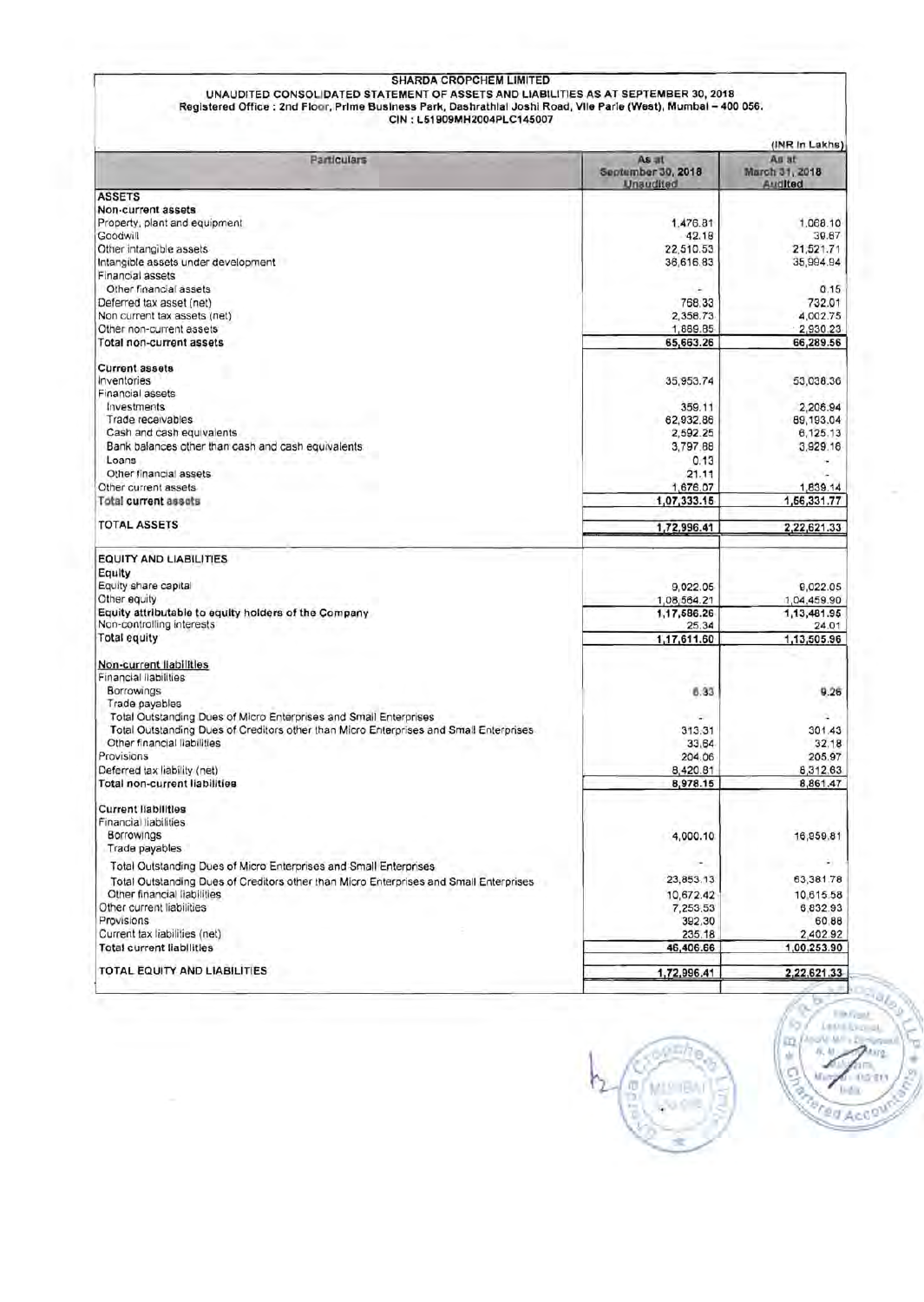# SHARDA CROPCHEM LIMITED

## UNAUDITED CONSOLIDATED STATEMENT OF ASSETS AND LIABILITIES AS AT SEPTEMBER 30, 2018

Registered Office : 2nd Floor, Prime Business Park, Dashrathlal Joshi Road, Vile Parle (West), Mumbai – 400 056.
CIN : L51909MH2004PLC145007

(INR in Lakhs)

| Particulars | As at September 30, 2018 Unaudited | As at March 31, 2018 Audited |
|---|---|---|
| **ASSETS** | | |
| **Non-current assets** | | |
| Property, plant and equipment | 1,476.81 | 1,068.10 |
| Goodwill | 42.18 | 39.67 |
| Other intangible assets | 22,510.53 | 21,521.71 |
| Intangible assets under development | 36,616.83 | 35,994.94 |
| Financial assets | | |
| Other financial assets | - | 0.15 |
| Deferred tax asset (net) | 768.33 | 732.01 |
| Non current tax assets (net) | 2,358.73 | 4,002.75 |
| Other non-current assets | 1,889.85 | 2,930.23 |
| **Total non-current assets** | **65,663.26** | **66,289.56** |
| **Current assets** | | |
| Inventories | 35,953.74 | 53,038.36 |
| Financial assets | | |
| Investments | 359.11 | 2,206.94 |
| Trade receivables | 62,932.86 | 89,193.04 |
| Cash and cash equivalents | 2,592.25 | 6,125.13 |
| Bank balances other than cash and cash equivalents | 3,797.88 | 3,929.16 |
| Loans | 0.13 | - |
| Other financial assets | 21.11 | - |
| Other current assets | 1,676.07 | 1,839.14 |
| **Total current assets** | **1,07,333.15** | **1,56,331.77** |
| **TOTAL ASSETS** | **1,72,996.41** | **2,22,621.33** |
| **EQUITY AND LIABILITIES** | | |
| **Equity** | | |
| Equity share capital | 9,022.05 | 9,022.05 |
| Other equity | 1,08,564.21 | 1,04,459.90 |
| **Equity attributable to equity holders of the Company** | **1,17,586.26** | **1,13,481.95** |
| Non-controlling interests | 25.34 | 24.01 |
| **Total equity** | **1,17,611.60** | **1,13,505.96** |
| **Non-current liabilities** | | |
| Financial liabilities | | |
| Borrowings | 6.33 | 9.26 |
| Trade payables | | |
| Total Outstanding Dues of Micro Enterprises and Small Enterprises | - | - |
| Total Outstanding Dues of Creditors other than Micro Enterprises and Small Enterprises | 313.31 | 301.43 |
| Other financial liabilities | 33.64 | 32.18 |
| Provisions | 204.06 | 205.97 |
| Deferred tax liability (net) | 8,420.81 | 8,312.63 |
| **Total non-current liabilities** | **8,978.15** | **8,861.47** |
| **Current liabilities** | | |
| Financial liabilities | | |
| Borrowings | 4,000.10 | 16,959.81 |
| Trade payables | | |
| Total Outstanding Dues of Micro Enterprises and Small Enterprises | - | - |
| Total Outstanding Dues of Creditors other than Micro Enterprises and Small Enterprises | 23,853.13 | 63,381.78 |
| Other financial liabilities | 10,672.42 | 10,615.58 |
| Other current liabilities | 7,253.53 | 6,832.93 |
| Provisions | 392.30 | 60.88 |
| Current tax liabilities (net) | 235.18 | 2,402.92 |
| **Total current liabilities** | **46,406.66** | **1,00,253.90** |
| **TOTAL EQUITY AND LIABILITIES** | **1,72,996.41** | **2,22,621.33** |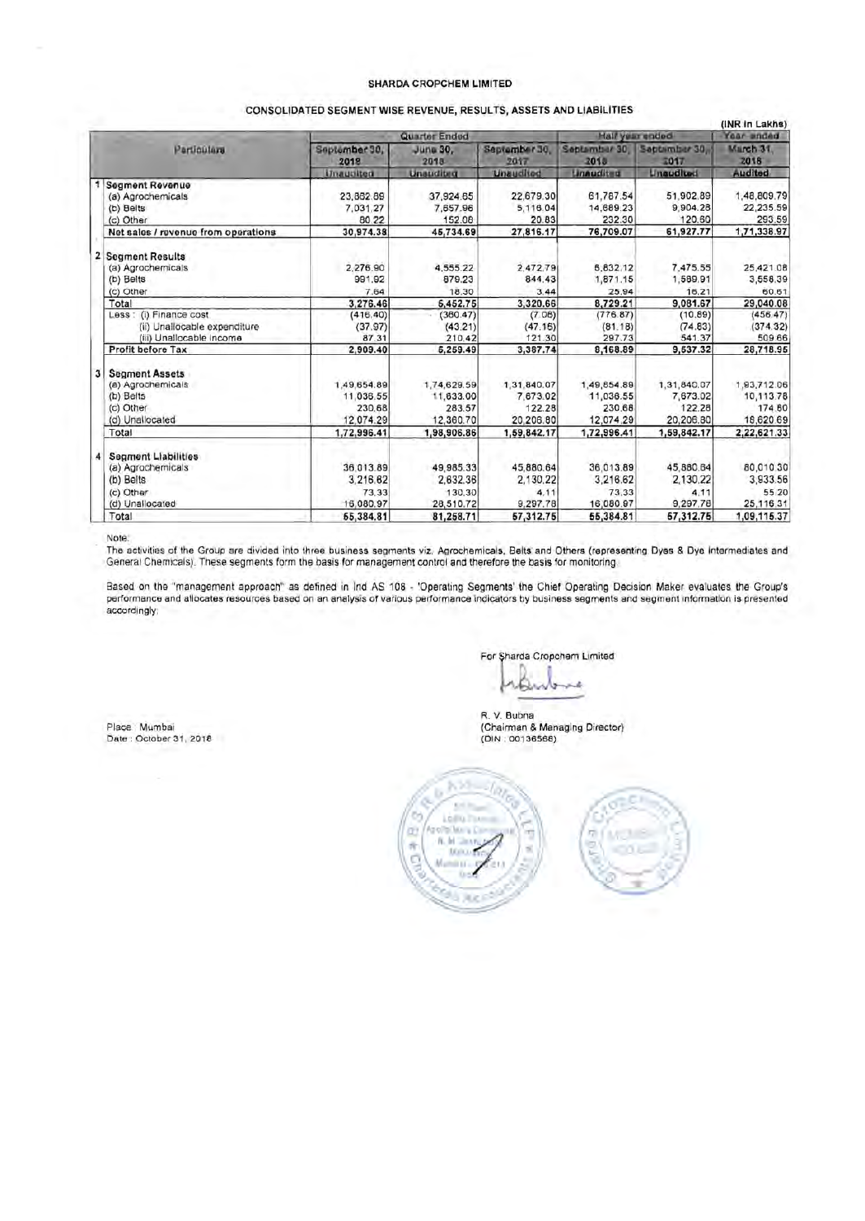**SHARDA CROPCHEM LIMITED**

**CONSOLIDATED SEGMENT WISE REVENUE, RESULTS, ASSETS AND LIABILITIES**

(INR in Lakhs)

| | Particulars | Quarter Ended | | | Half year ended | | Year ended |
|---|---|---|---|---|---|---|---|
| | | September 30, 2018 | June 30, 2018 | September 30, 2017 | September 30, 2018 | September 30, 2017 | March 31, 2018 |
| | | Unaudited | Unaudited | Unaudited | Unaudited | Unaudited | Audited |
| 1 | **Segment Revenue** | | | | | | |
| | (a) Agrochemicals | 23,862.89 | 37,924.65 | 22,679.30 | 61,787.54 | 51,902.89 | 1,48,809.79 |
| | (b) Belts | 7,031.27 | 7,657.96 | 5,116.04 | 14,689.23 | 9,904.28 | 22,235.59 |
| | (c) Other | 80.22 | 152.08 | 20.83 | 232.30 | 120.60 | 293.59 |
| | **Net sales / revenue from operations** | **30,974.38** | **45,734.69** | **27,816.17** | **76,709.07** | **61,927.77** | **1,71,338.97** |
| 2 | **Segment Results** | | | | | | |
| | (a) Agrochemicals | 2,276.90 | 4,555.22 | 2,472.79 | 6,832.12 | 7,475.55 | 25,421.08 |
| | (b) Belts | 991.92 | 879.23 | 844.43 | 1,871.15 | 1,589.91 | 3,558.39 |
| | (c) Other | 7.64 | 18.30 | 3.44 | 25.94 | 16.21 | 60.61 |
| | Total | 3,276.46 | 5,452.75 | 3,320.66 | 8,729.21 | 9,081.67 | 29,040.08 |
| | Less : (i) Finance cost | (416.40) | (360.47) | (7.06) | (776.87) | (10.89) | (456.47) |
| | (ii) Unallocable expenditure | (37.97) | (43.21) | (47.16) | (81.18) | (74.83) | (374.32) |
| | (iii) Unallocable income | 87.31 | 210.42 | 121.30 | 297.73 | 541.37 | 509.66 |
| | **Profit before Tax** | **2,909.40** | **5,259.49** | **3,387.74** | **8,168.89** | **9,537.32** | **28,718.95** |
| 3 | **Segment Assets** | | | | | | |
| | (a) Agrochemicals | 1,49,654.89 | 1,74,629.59 | 1,31,840.07 | 1,49,654.89 | 1,31,840.07 | 1,93,712.06 |
| | (b) Belts | 11,036.55 | 11,633.00 | 7,673.02 | 11,036.55 | 7,673.02 | 10,113.78 |
| | (c) Other | 230.68 | 283.57 | 122.28 | 230.68 | 122.28 | 174.80 |
| | (d) Unallocated | 12,074.29 | 12,360.70 | 20,206.80 | 12,074.29 | 20,206.80 | 18,620.69 |
| | Total | 1,72,996.41 | 1,98,906.86 | 1,59,842.17 | 1,72,996.41 | 1,59,842.17 | 2,22,621.33 |
| 4 | **Segment Liabilities** | | | | | | |
| | (a) Agrochemicals | 36,013.89 | 49,985.33 | 45,880.64 | 36,013.89 | 45,880.64 | 80,010.30 |
| | (b) Belts | 3,216.62 | 2,632.36 | 2,130.22 | 3,216.62 | 2,130.22 | 3,933.56 |
| | (c) Other | 73.33 | 130.30 | 4.11 | 73.33 | 4.11 | 55.20 |
| | (d) Unallocated | 16,080.97 | 28,510.72 | 9,297.78 | 16,080.97 | 9,297.78 | 25,116.31 |
| | Total | 55,384.81 | 81,258.71 | 57,312.75 | 55,384.81 | 57,312.75 | 1,09,115.37 |

Note:

The activities of the Group are divided into three business segments viz. Agrochemicals, Belts and Others (representing Dyes & Dye Intermediates and General Chemicals). These segments form the basis for management control and therefore the basis for monitoring.

Based on the "management approach" as defined in Ind AS 108 - 'Operating Segments' the Chief Operating Decision Maker evaluates the Group's performance and allocates resources based on an analysis of various performance indicators by business segments and segment information is presented accordingly.

For Sharda Cropchem Limited

R. V. Bubna
(Chairman & Managing Director)
(DIN : 00136568)

Place : Mumbai
Date : October 31, 2018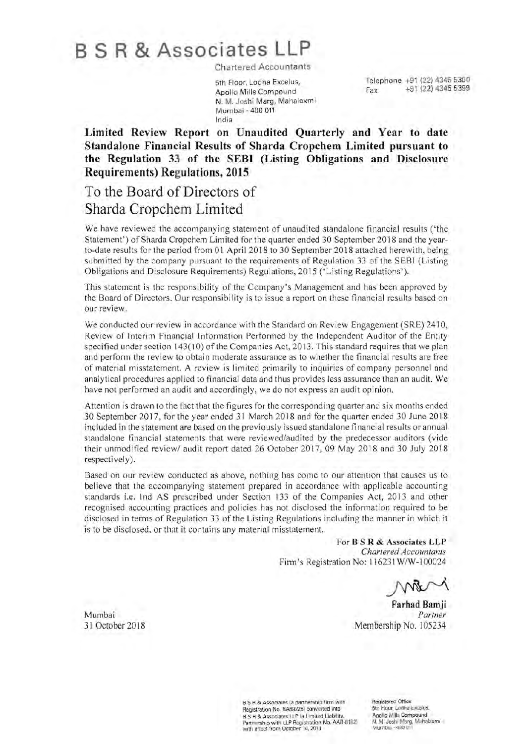# B S R & Associates LLP

Chartered Accountants

5th Floor, Lodha Excelus,
Apollo Mills Compound
N. M. Joshi Marg, Mahalaxmi
Mumbai - 400 011
India

Telephone +91 (22) 4345 5300
Fax +91 (22) 4345 5399

**Limited Review Report on Unaudited Quarterly and Year to date Standalone Financial Results of Sharda Cropchem Limited pursuant to the Regulation 33 of the SEBI (Listing Obligations and Disclosure Requirements) Regulations, 2015**

To the Board of Directors of
Sharda Cropchem Limited

We have reviewed the accompanying statement of unaudited standalone financial results ('the Statement') of Sharda Cropchem Limited for the quarter ended 30 September 2018 and the year-to-date results for the period from 01 April 2018 to 30 September 2018 attached herewith, being submitted by the company pursuant to the requirements of Regulation 33 of the SEBI (Listing Obligations and Disclosure Requirements) Regulations, 2015 ('Listing Regulations').

This statement is the responsibility of the Company's Management and has been approved by the Board of Directors. Our responsibility is to issue a report on these financial results based on our review.

We conducted our review in accordance with the Standard on Review Engagement (SRE) 2410, Review of Interim Financial Information Performed by the Independent Auditor of the Entity specified under section 143(10) of the Companies Act, 2013. This standard requires that we plan and perform the review to obtain moderate assurance as to whether the financial results are free of material misstatement. A review is limited primarily to inquiries of company personnel and analytical procedures applied to financial data and thus provides less assurance than an audit. We have not performed an audit and accordingly, we do not express an audit opinion.

Attention is drawn to the fact that the figures for the corresponding quarter and six months ended 30 September 2017, for the year ended 31 March 2018 and for the quarter ended 30 June 2018 included in the statement are based on the previously issued standalone financial results or annual standalone financial statements that were reviewed/audited by the predecessor auditors (vide their unmodified review/ audit report dated 26 October 2017, 09 May 2018 and 30 July 2018 respectively).

Based on our review conducted as above, nothing has come to our attention that causes us to believe that the accompanying statement prepared in accordance with applicable accounting standards i.e. Ind AS prescribed under Section 133 of the Companies Act, 2013 and other recognised accounting practices and policies has not disclosed the information required to be disclosed in terms of Regulation 33 of the Listing Regulations including the manner in which it is to be disclosed, or that it contains any material misstatement.

For **B S R & Associates LLP**
*Chartered Accountants*
Firm's Registration No: 116231W/W-100024

**Farhad Bamji**
*Partner*
Membership No. 105234

Mumbai
31 October 2018

B S R & Associates (a partnership firm with Registration No. BA69226) converted into B S R & Associates LLP (a Limited Liability Partnership with LLP Registration No. AAB-8182) with effect from October 14, 2013

Registered Office
5th Floor, Lodha Excelus,
Apollo Mills Compound
N. M. Joshi Marg, Mahalaxmi
Mumbai - 400 011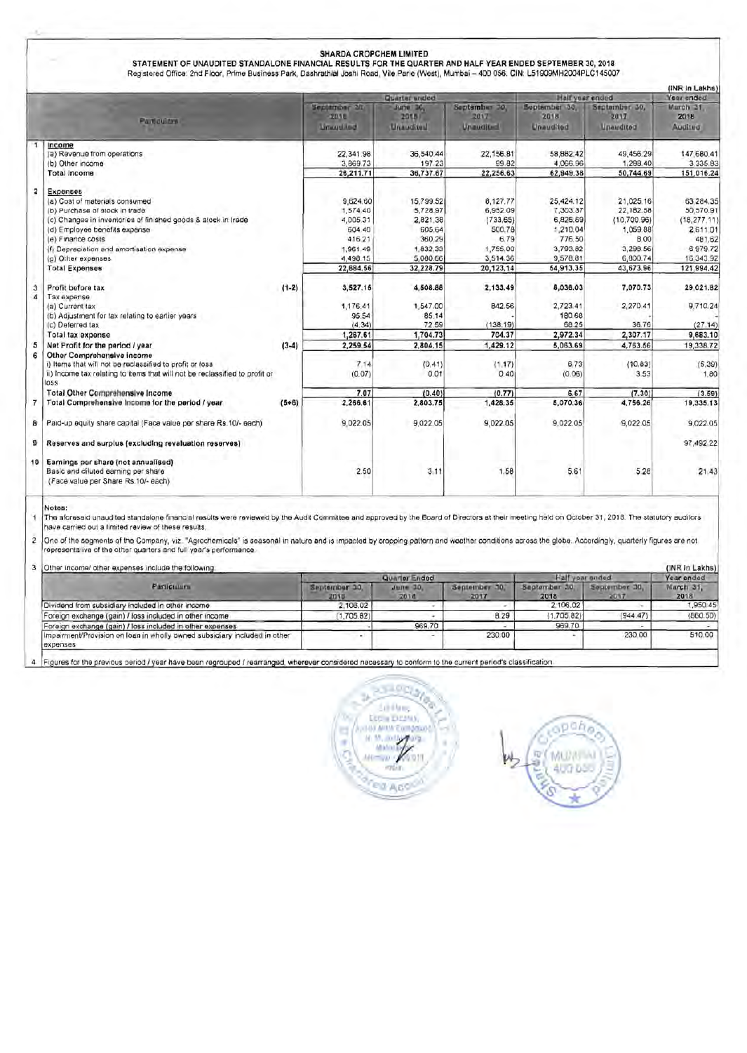# SHARDA CROPCHEM LIMITED

## STATEMENT OF UNAUDITED STANDALONE FINANCIAL RESULTS FOR THE QUARTER AND HALF YEAR ENDED SEPTEMBER 30, 2018

Registered Office: 2nd Floor, Prime Business Park, Dashrathlal Joshi Road, Vile Parle (West), Mumbai – 400 056. CIN: L51909MH2004PLC145007

(INR in Lakhs)

| | Particulars | | Quarter ended | | | Half year ended | | Year ended |
|---|---|---|---|---|---|---|---|---|
| | | | September 30, 2018 | June 30, 2018 | September 30, 2017 | September 30, 2018 | September 30, 2017 | March 31, 2018 |
| | | | Unaudited | Unaudited | Unaudited | Unaudited | Unaudited | Audited |
| 1 | **Income** | | | | | | | |
| | (a) Revenue from operations | | 22,341.98 | 36,540.44 | 22,156.81 | 58,882.42 | 49,456.29 | 147,680.41 |
| | (b) Other income | | 3,869.73 | 197.23 | 99.82 | 4,066.96 | 1,288.40 | 3,335.83 |
| | **Total income** | | 26,211.71 | 36,737.67 | 22,256.63 | 62,949.38 | 50,744.69 | 151,016.24 |
| 2 | **Expenses** | | | | | | | |
| | (a) Cost of materials consumed | | 9,624.60 | 15,799.52 | 6,127.77 | 25,424.12 | 21,025.16 | 63,264.35 |
| | (b) Purchase of stock in trade | | 1,574.40 | 5,728.97 | 6,952.09 | 7,303.37 | 22,182.58 | 50,570.91 |
| | (c) Changes in inventories of finished goods & stock in trade | | 4,005.31 | 2,821.38 | (733.65) | 6,826.69 | (10,700.96) | (18,277.11) |
| | (d) Employee benefits expense | | 604.40 | 605.64 | 500.78 | 1,210.04 | 1,059.88 | 2,611.01 |
| | (e) Finance costs | | 416.21 | 360.29 | 6.79 | 776.50 | 8.00 | 481.62 |
| | (f) Depreciation and amortisation expense | | 1,961.49 | 1,832.33 | 1,755.00 | 3,793.82 | 3,298.56 | 6,979.72 |
| | (g) Other expenses | | 4,498.15 | 5,080.66 | 3,514.36 | 9,578.81 | 6,800.74 | 16,343.92 |
| | **Total Expenses** | | 22,684.56 | 32,228.79 | 20,123.14 | 54,913.35 | 43,673.96 | 121,994.42 |
| 3 | Profit before tax | (1-2) | 3,527.15 | 4,508.88 | 2,133.49 | 8,036.03 | 7,070.73 | 29,021.82 |
| 4 | Tax expense | | | | | | | |
| | (a) Current tax | | 1,176.41 | 1,547.00 | 842.56 | 2,723.41 | 2,270.41 | 9,710.24 |
| | (b) Adjustment for tax relating to earlier years | | 95.54 | 85.14 | - | 180.68 | - | - |
| | (c) Deferred tax | | (4.34) | 72.59 | (138.19) | 68.25 | 36.76 | (27.14) |
| | **Total tax expense** | | 1,267.61 | 1,704.73 | 704.37 | 2,972.34 | 2,307.17 | 9,683.10 |
| 5 | **Net Profit for the period / year** | (3-4) | 2,259.54 | 2,804.15 | 1,429.12 | 5,063.69 | 4,763.56 | 19,338.72 |
| 6 | **Other Comprehensive Income** | | | | | | | |
| | i) Items that will not be reclassified to profit or loss | | 7.14 | (0.41) | (1.17) | 6.73 | (10.83) | (5.39) |
| | ii) Income tax relating to items that will not be reclassified to profit or loss | | (0.07) | 0.01 | 0.40 | (0.06) | 3.53 | 1.80 |
| | **Total Other Comprehensive Income** | | 7.07 | (0.40) | (0.77) | 6.67 | (7.30) | (3.59) |
| 7 | **Total Comprehensive Income for the period / year** | (5+6) | 2,266.61 | 2,803.75 | 1,428.35 | 5,070.36 | 4,756.26 | 19,335.13 |
| 8 | Paid-up equity share capital (Face value per share Rs.10/- each) | | 9,022.05 | 9,022.05 | 9,022.05 | 9,022.05 | 9,022.05 | 9,022.05 |
| 9 | **Reserves and surplus (excluding revaluation reserves)** | | | | | | | 97,492.22 |
| 10 | **Earnings per share (not annualised)** Basic and diluted earning per share (Face value per Share Rs.10/- each) | | 2.50 | 3.11 | 1.58 | 5.61 | 5.28 | 21.43 |

**Notes:**

1. The aforesaid unaudited standalone financial results were reviewed by the Audit Committee and approved by the Board of Directors at their meeting held on October 31, 2018. The statutory auditors have carried out a limited review of these results.
2. One of the segments of the Company, viz. "Agrochemicals" is seasonal in nature and is impacted by cropping pattern and weather conditions across the globe. Accordingly, quarterly figures are not representative of the other quarters and full year's performance.
3. Other income/ other expenses include the following: (INR in Lakhs)

| Particulars | Quarter Ended | | | Half year ended | | Year ended |
|---|---|---|---|---|---|---|
| | September 30, 2018 | June 30, 2018 | September 30, 2017 | September 30, 2018 | September 30, 2017 | March 31, 2018 |
| Dividend from subsidiary included in other income | 2,106.02 | - | - | 2,106.02 | - | 1,950.45 |
| Foreign exchange (gain) / loss included in other income | (1,705.82) | - | 8.29 | (1,705.82) | (944.47) | (660.50) |
| Foreign exchange (gain) / loss included in other expenses | - | 969.70 | - | 969.70 | - | - |
| Impairment/Provision on loan in wholly owned subsidiary included in other expenses | - | - | 230.00 | - | 230.00 | 510.00 |

4. Figures for the previous period / year have been regrouped / rearranged, wherever considered necessary to conform to the current period's classification.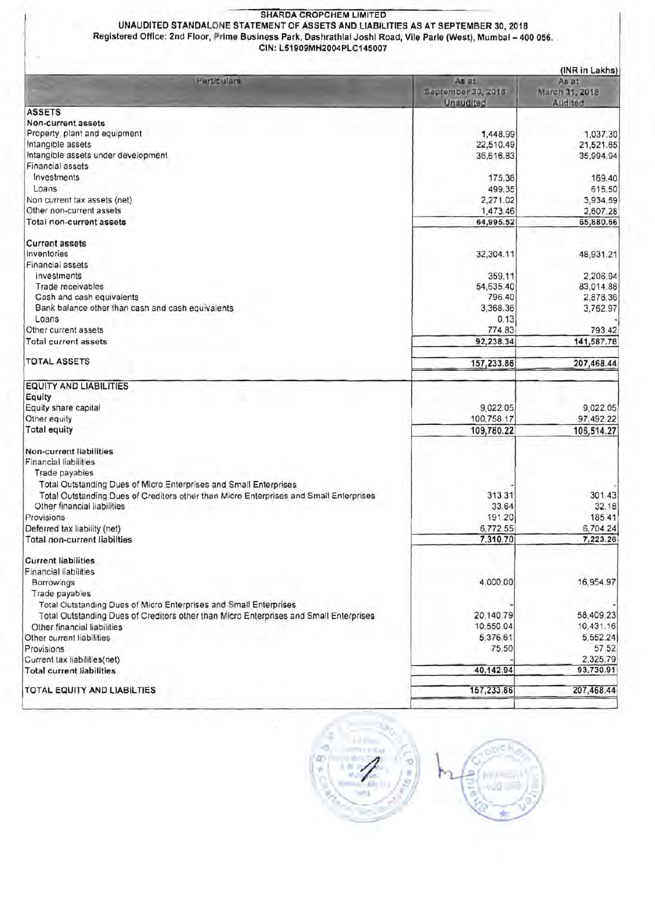**SHARDA CROPCHEM LIMITED**

**UNAUDITED STANDALONE STATEMENT OF ASSETS AND LIABILITIES AS AT SEPTEMBER 30, 2018**

**Registered Office: 2nd Floor, Prime Business Park, Dashrathlal Joshi Road, Vile Parle (West), Mumbai – 400 056.**

**CIN: L51909MH2004PLC145007**

(INR in Lakhs)

| Particulars | As at September 30, 2018 Unaudited | As at March 31, 2018 Audited |
|---|---|---|
| **ASSETS** | | |
| **Non-current assets** | | |
| Property, plant and equipment | 1,448.99 | 1,037.30 |
| Intangible assets | 22,510.49 | 21,521.65 |
| Intangible assets under development | 36,616.83 | 35,994.94 |
| Financial assets | | |
| Investments | 175.36 | 169.40 |
| Loans | 499.35 | 615.50 |
| Non current tax assets (net) | 2,271.02 | 3,934.59 |
| Other non-current assets | 1,473.46 | 2,607.28 |
| **Total non-current assets** | 64,995.52 | 65,880.66 |
| **Current assets** | | |
| Inventories | 32,304.11 | 48,931.21 |
| Financial assets | | |
| Investments | 359.11 | 2,206.94 |
| Trade receivables | 54,635.40 | 83,014.88 |
| Cash and cash equivalents | 796.40 | 2,878.36 |
| Bank balance other than cash and cash equivalents | 3,368.36 | 3,762.97 |
| Loans | 0.13 | - |
| Other current assets | 774.83 | 793.42 |
| Total current assets | 92,238.34 | 141,587.78 |
| TOTAL ASSETS | 157,233.86 | 207,468.44 |
| **EQUITY AND LIABILITIES** | | |
| **Equity** | | |
| Equity share capital | 9,022.05 | 9,022.05 |
| Other equity | 100,758.17 | 97,492.22 |
| **Total equity** | 109,780.22 | 106,514.27 |
| **Non-current liabilities** | | |
| Financial liabilities | | |
| Trade payables | | |
| Total Outstanding Dues of Micro Enterprises and Small Enterprises | - | - |
| Total Outstanding Dues of Creditors other than Micro Enterprises and Small Enterprises | 313.31 | 301.43 |
| Other financial liabilities | 33.64 | 32.18 |
| Provisions | 191.20 | 185.41 |
| Deferred tax liability (net) | 6,772.55 | 6,704.24 |
| **Total non-current liabilties** | 7,310.70 | 7,223.26 |
| **Current liabilities** | | |
| Financial liabilities | | |
| Borrowings | 4,000.00 | 16,954.97 |
| Trade payables | | |
| Total Outstanding Dues of Micro Enterprises and Small Enterprises | - | - |
| Total Outstanding Dues of Creditors other than Micro Enterprises and Small Enterprises | 20,140.79 | 58,409.23 |
| Other financial liabilities | 10,550.04 | 10,431.16 |
| Other current liabilities | 5,376.61 | 5,552.24 |
| Provisions | 75.50 | 57.52 |
| Current tax liabilities(net) | - | 2,325.79 |
| **Total current liabilities** | 40,142.94 | 93,730.91 |
| TOTAL EQUITY AND LIABILTIES | 157,233.86 | 207,468.44 |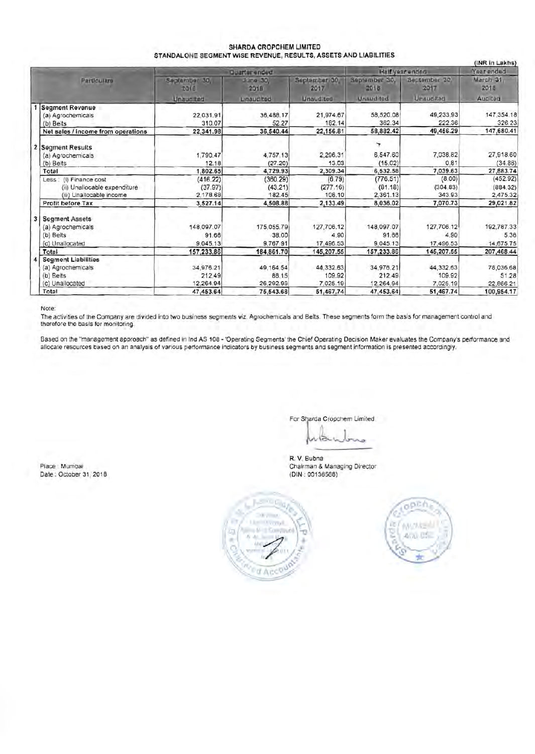**SHARDA CROPCHEM LIMITED**
**STANDALONE SEGMENT WISE REVENUE, RESULTS, ASSETS AND LIABILITIES**

(INR in Lakhs)

| | Particulars | Quarter ended | | | Half year ended | | Year ended |
|---|---|---|---|---|---|---|---|
| | | September 30, 2018 | June 30, 2018 | September 30, 2017 | September 30, 2018 | September 30, 2017 | March 31, 2018 |
| | | Unaudited | Unaudited | Unaudited | Unaudited | Unaudited | Audited |
| 1 | **Segment Revenue** | | | | | | |
| | (a) Agrochemicals | 22,031.91 | 36,488.17 | 21,974.67 | 58,520.08 | 49,233.93 | 147,354.18 |
| | (b) Belts | 310.07 | 52.27 | 182.14 | 362.34 | 222.36 | 326.23 |
| | **Net sales / income from operations** | 22,341.98 | 36,540.44 | 22,156.81 | 58,882.42 | 49,456.29 | 147,680.41 |
| 2 | **Segment Results** | | | | | | |
| | (a) Agrochemicals | 1,790.47 | 4,757.13 | 2,296.31 | 6,547.60 | 7,038.82 | 27,918.60 |
| | (b) Belts | 12.18 | (27.20) | 13.03 | (15.02) | 0.81 | (34.86) |
| | **Total** | 1,802.65 | 4,729.93 | 2,309.34 | 6,532.58 | 7,039.63 | 27,883.74 |
| | Less : (i) Finance cost | (416.22) | (360.29) | (6.79) | (776.51) | (8.00) | (452.92) |
| | (ii) Unallocable expenditure | (37.97) | (43.21) | (277.16) | (81.18) | (304.83) | (884.32) |
| | (iii) Unallocable income | 2,178.68 | 182.45 | 108.10 | 2,361.13 | 343.93 | 2,475.32 |
| | **Profit before Tax** | 3,527.14 | 4,508.88 | 2,133.49 | 8,036.02 | 7,070.73 | 29,021.82 |
| 3 | **Segment Assets** | | | | | | |
| | (a) Agrochemicals | 148,097.07 | 175,055.79 | 127,706.12 | 148,097.07 | 127,706.12 | 192,787.33 |
| | (b) Belts | 91.66 | 38.00 | 4.90 | 91.66 | 4.90 | 5.36 |
| | (c) Unallocated | 9,045.13 | 9,767.91 | 17,496.53 | 9,045.13 | 17,496.53 | 14,675.75 |
| | **Total** | 157,233.86 | 184,861.70 | 145,207.55 | 157,233.86 | 145,207.55 | 207,468.44 |
| 4 | **Segment Liabilities** | | | | | | |
| | (a) Agrochemicals | 34,976.21 | 49,164.54 | 44,332.63 | 34,976.21 | 44,332.63 | 78,036.68 |
| | (b) Belts | 212.49 | 86.15 | 109.92 | 212.49 | 109.92 | 51.28 |
| | (c) Unallocated | 12,264.94 | 26,292.99 | 7,025.19 | 12,264.94 | 7,025.19 | 22,866.21 |
| | **Total** | 47,453.64 | 75,543.68 | 51,467.74 | 47,453.64 | 51,467.74 | 100,954.17 |

Note:

The activities of the Company are divided into two business segments viz. Agrochemicals and Belts. These segments form the basis for management control and therefore the basis for monitoring.

Based on the "management approach" as defined in Ind AS 108 - 'Operating Segments' the Chief Operating Decision Maker evaluates the Company's performance and allocate resources based on an analysis of various performance indicators by business segments and segment information is presented accordingly.

For Sharda Cropchem Limited

R. V. Bubna
Chairman & Managing Director
(DIN : 00136568)

Place : Mumbai
Date : October 31, 2018